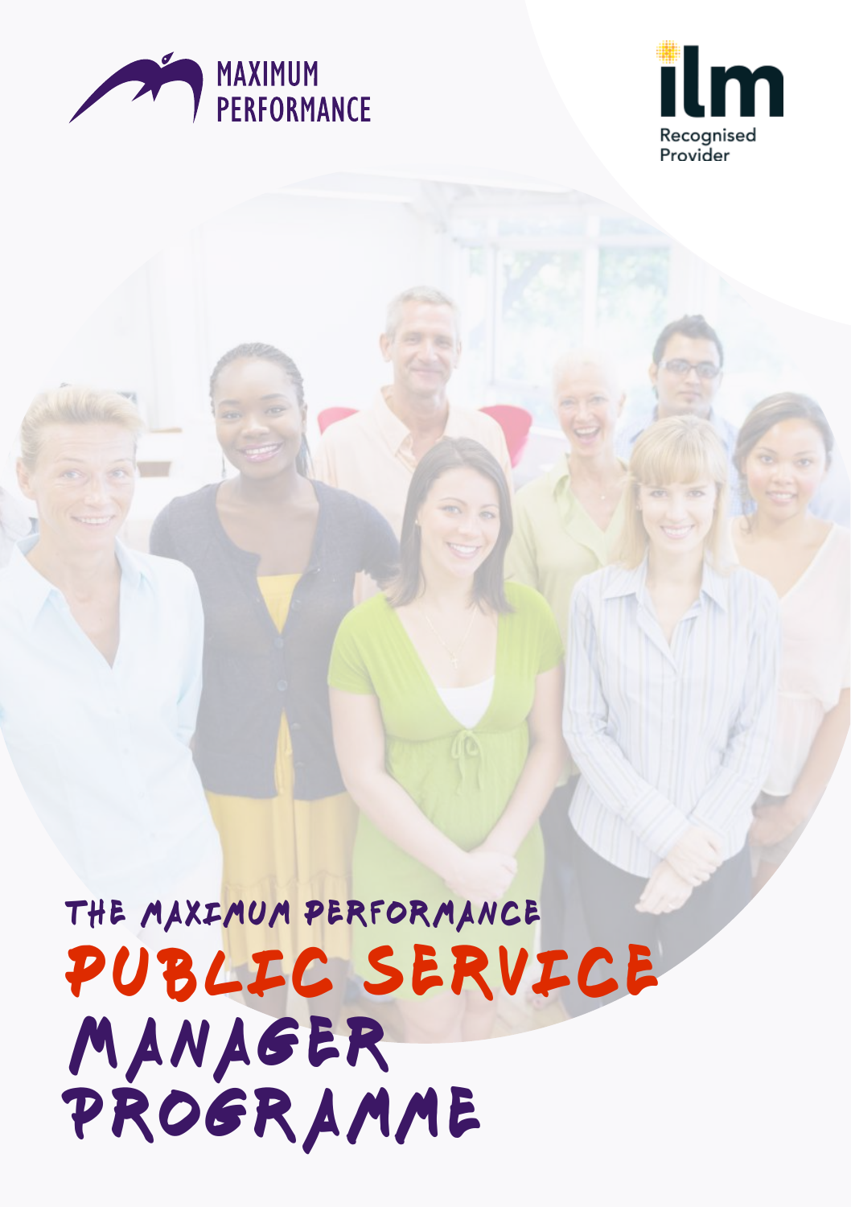MAXIMUM PERFORMANCE

ilm Recognised Provider

# THE MAXIMUM PERFORMANCE PUBLIC SERVICE MANAGER PROGRAMME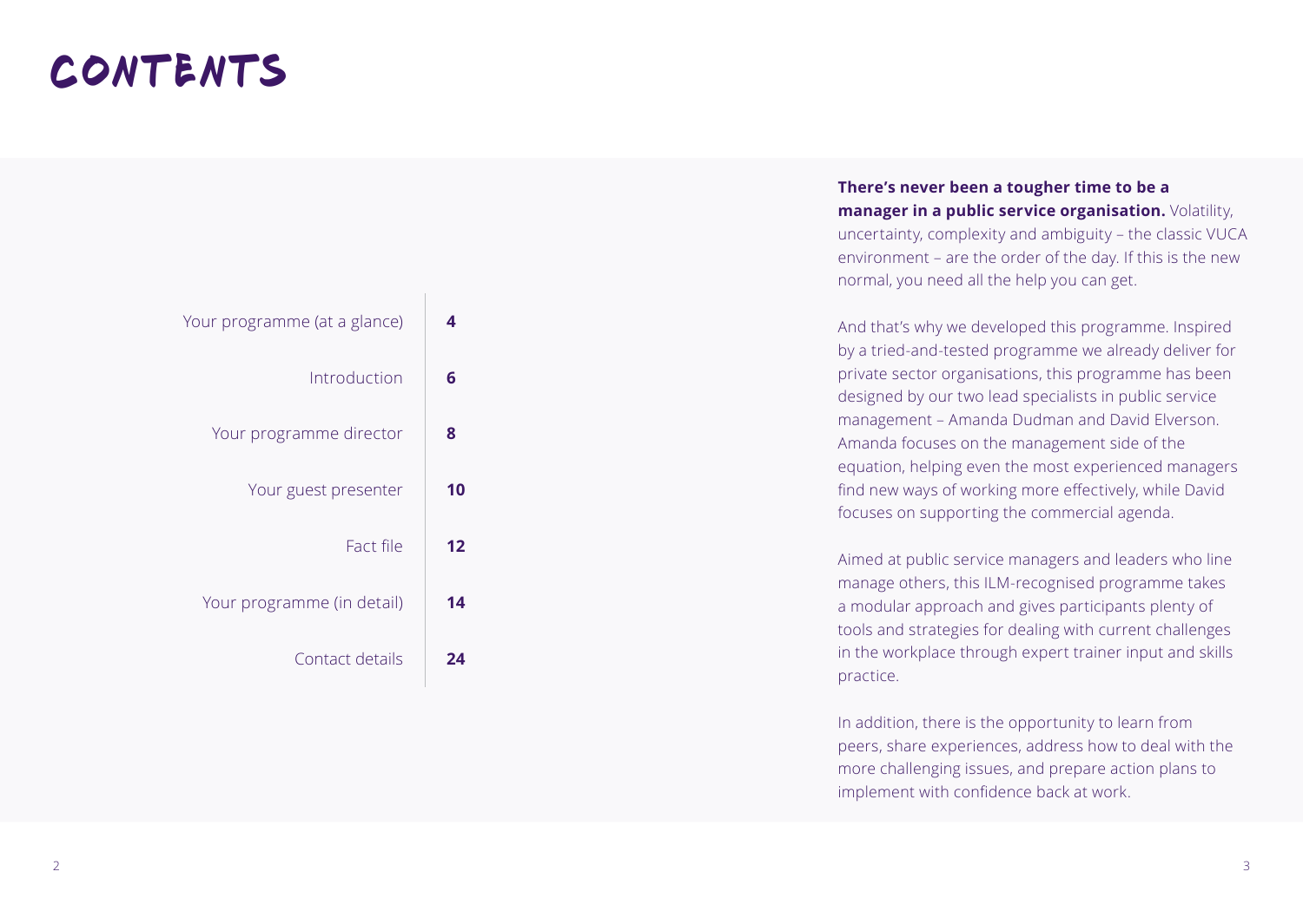# CONTENTS

| | |
|---|---|
| Your programme (at a glance) | **4** |
| Introduction | **6** |
| Your programme director | **8** |
| Your guest presenter | **10** |
| Fact file | **12** |
| Your programme (in detail) | **14** |
| Contact details | **24** |

**There's never been a tougher time to be a manager in a public service organisation.** Volatility, uncertainty, complexity and ambiguity – the classic VUCA environment – are the order of the day. If this is the new normal, you need all the help you can get.

And that's why we developed this programme. Inspired by a tried-and-tested programme we already deliver for private sector organisations, this programme has been designed by our two lead specialists in public service management – Amanda Dudman and David Elverson. Amanda focuses on the management side of the equation, helping even the most experienced managers find new ways of working more effectively, while David focuses on supporting the commercial agenda.

Aimed at public service managers and leaders who line manage others, this ILM-recognised programme takes a modular approach and gives participants plenty of tools and strategies for dealing with current challenges in the workplace through expert trainer input and skills practice.

In addition, there is the opportunity to learn from peers, share experiences, address how to deal with the more challenging issues, and prepare action plans to implement with confidence back at work.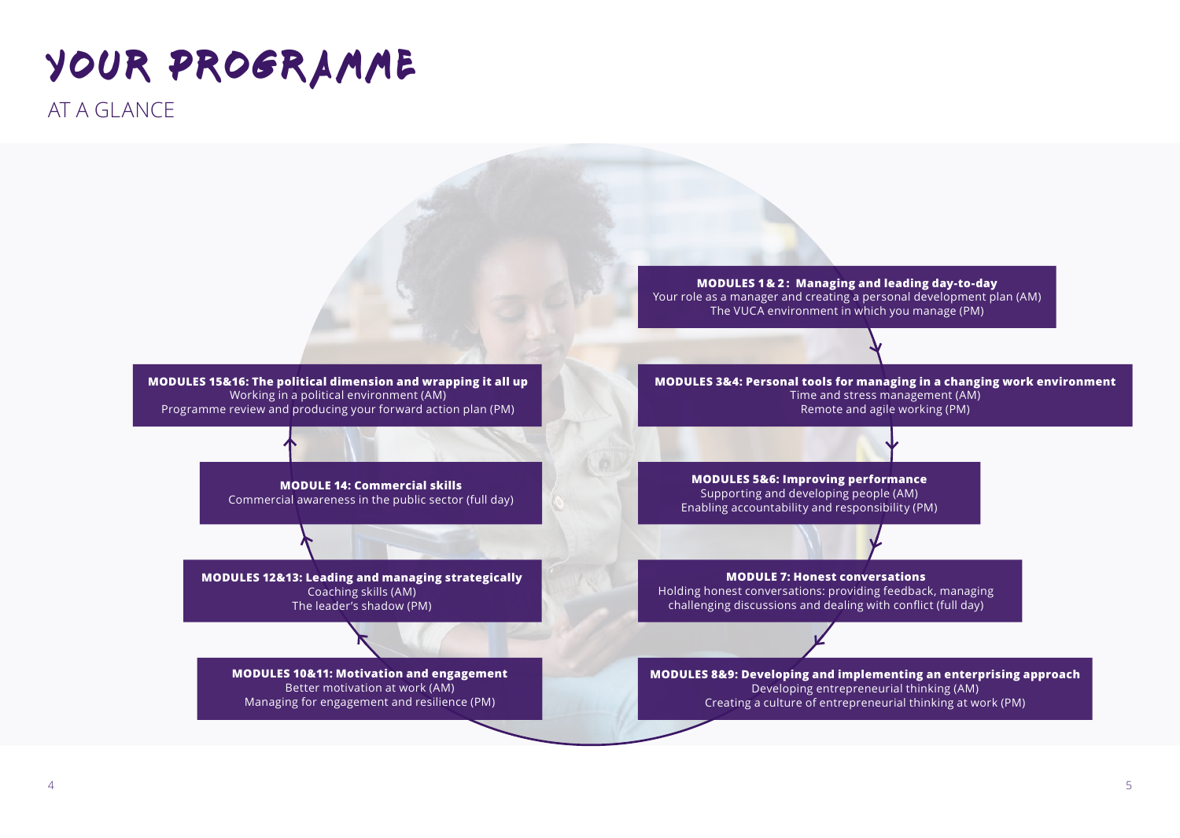# YOUR PROGRAMME

## AT A GLANCE

**MODULES 1 & 2: Managing and leading day-to-day**
Your role as a manager and creating a personal development plan (AM)
The VUCA environment in which you manage (PM)

**MODULES 3&4: Personal tools for managing in a changing work environment**
Time and stress management (AM)
Remote and agile working (PM)

**MODULES 5&6: Improving performance**
Supporting and developing people (AM)
Enabling accountability and responsibility (PM)

**MODULE 7: Honest conversations**
Holding honest conversations: providing feedback, managing challenging discussions and dealing with conflict (full day)

**MODULES 8&9: Developing and implementing an enterprising approach**
Developing entrepreneurial thinking (AM)
Creating a culture of entrepreneurial thinking at work (PM)

**MODULES 10&11: Motivation and engagement**
Better motivation at work (AM)
Managing for engagement and resilience (PM)

**MODULES 12&13: Leading and managing strategically**
Coaching skills (AM)
The leader's shadow (PM)

**MODULE 14: Commercial skills**
Commercial awareness in the public sector (full day)

**MODULES 15&16: The political dimension and wrapping it all up**
Working in a political environment (AM)
Programme review and producing your forward action plan (PM)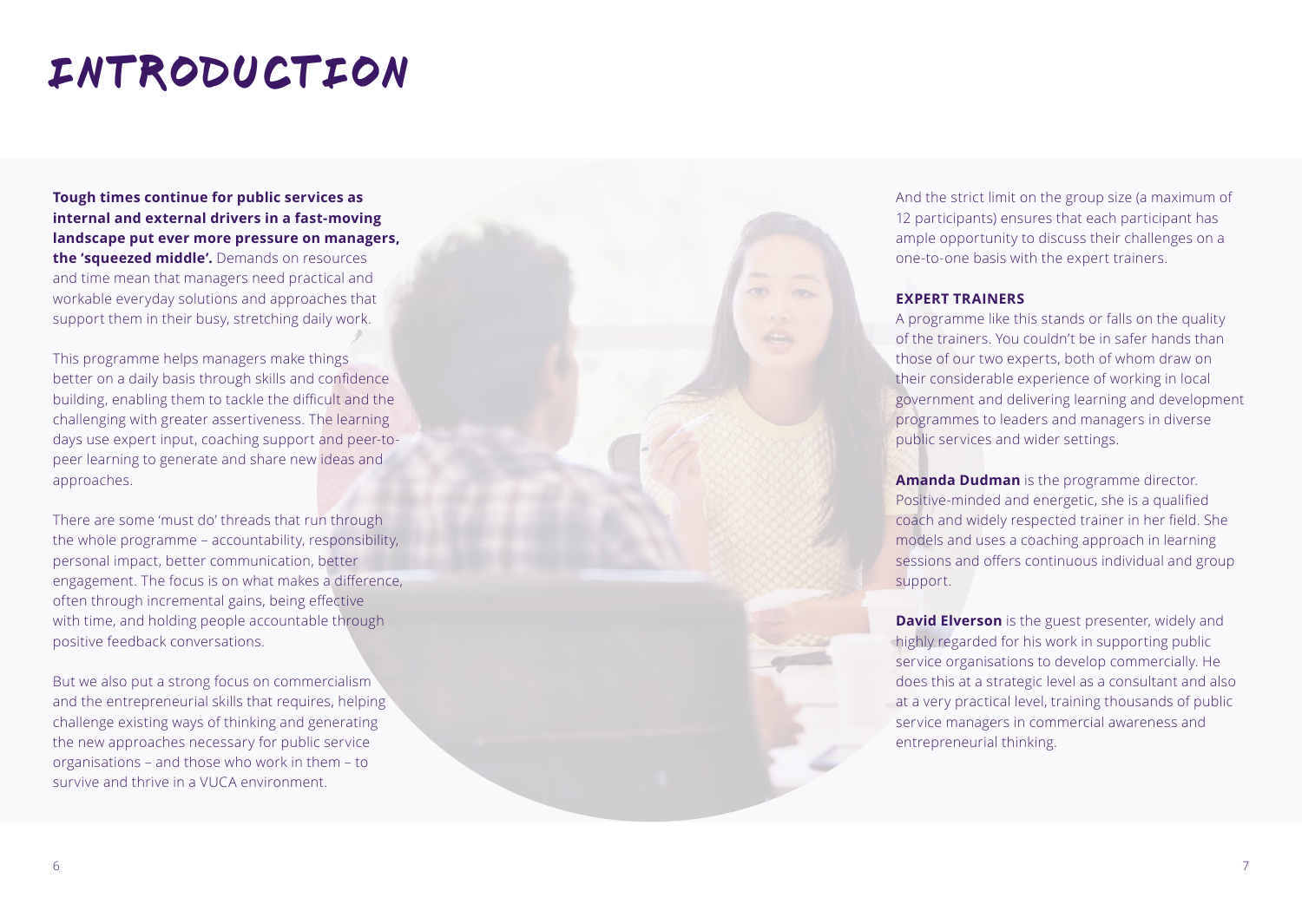# INTRODUCTION

**Tough times continue for public services as internal and external drivers in a fast-moving landscape put ever more pressure on managers, the 'squeezed middle'.** Demands on resources and time mean that managers need practical and workable everyday solutions and approaches that support them in their busy, stretching daily work.

This programme helps managers make things better on a daily basis through skills and confidence building, enabling them to tackle the difficult and the challenging with greater assertiveness. The learning days use expert input, coaching support and peer-to-peer learning to generate and share new ideas and approaches.

There are some 'must do' threads that run through the whole programme – accountability, responsibility, personal impact, better communication, better engagement. The focus is on what makes a difference, often through incremental gains, being effective with time, and holding people accountable through positive feedback conversations.

But we also put a strong focus on commercialism and the entrepreneurial skills that requires, helping challenge existing ways of thinking and generating the new approaches necessary for public service organisations – and those who work in them – to survive and thrive in a VUCA environment.

And the strict limit on the group size (a maximum of 12 participants) ensures that each participant has ample opportunity to discuss their challenges on a one-to-one basis with the expert trainers.

**EXPERT TRAINERS**

A programme like this stands or falls on the quality of the trainers. You couldn't be in safer hands than those of our two experts, both of whom draw on their considerable experience of working in local government and delivering learning and development programmes to leaders and managers in diverse public services and wider settings.

**Amanda Dudman** is the programme director. Positive-minded and energetic, she is a qualified coach and widely respected trainer in her field. She models and uses a coaching approach in learning sessions and offers continuous individual and group support.

**David Elverson** is the guest presenter, widely and highly regarded for his work in supporting public service organisations to develop commercially. He does this at a strategic level as a consultant and also at a very practical level, training thousands of public service managers in commercial awareness and entrepreneurial thinking.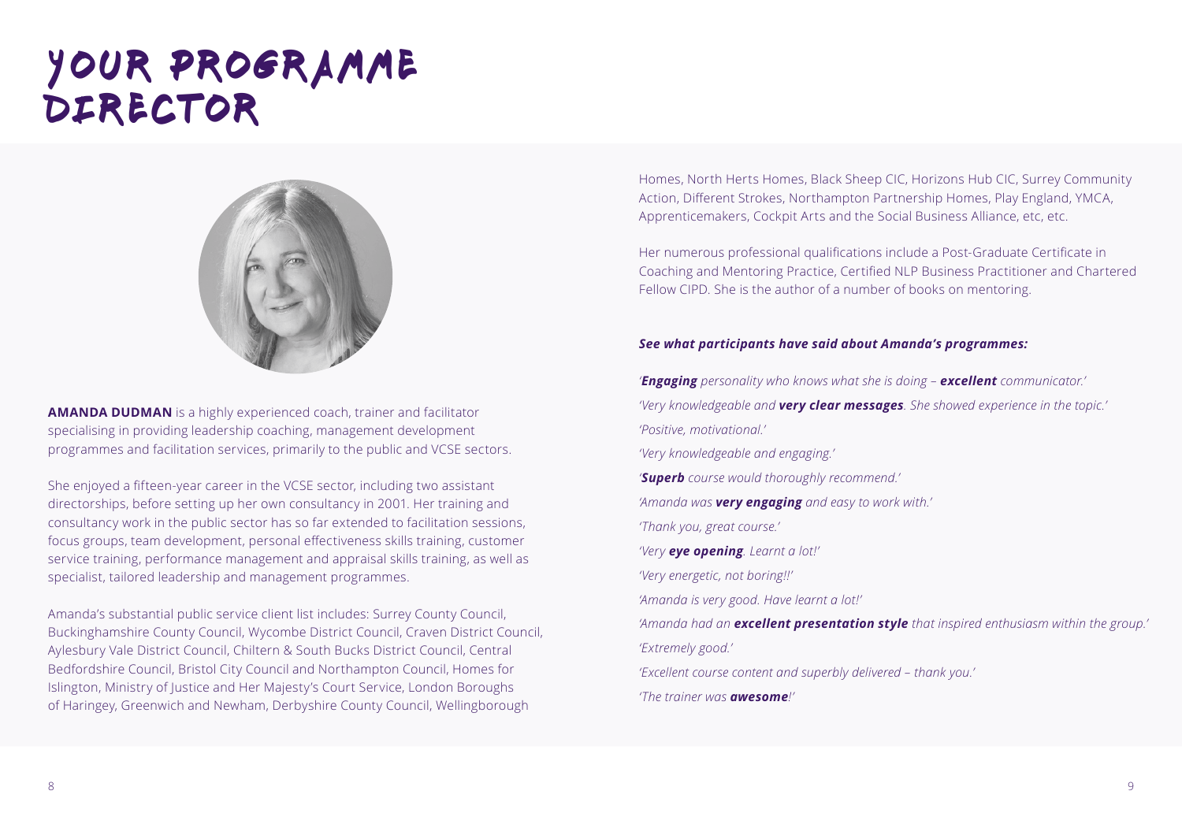# YOUR PROGRAMME DIRECTOR

**AMANDA DUDMAN** is a highly experienced coach, trainer and facilitator specialising in providing leadership coaching, management development programmes and facilitation services, primarily to the public and VCSE sectors.

She enjoyed a fifteen-year career in the VCSE sector, including two assistant directorships, before setting up her own consultancy in 2001. Her training and consultancy work in the public sector has so far extended to facilitation sessions, focus groups, team development, personal effectiveness skills training, customer service training, performance management and appraisal skills training, as well as specialist, tailored leadership and management programmes.

Amanda's substantial public service client list includes: Surrey County Council, Buckinghamshire County Council, Wycombe District Council, Craven District Council, Aylesbury Vale District Council, Chiltern & South Bucks District Council, Central Bedfordshire Council, Bristol City Council and Northampton Council, Homes for Islington, Ministry of Justice and Her Majesty's Court Service, London Boroughs of Haringey, Greenwich and Newham, Derbyshire County Council, Wellingborough Homes, North Herts Homes, Black Sheep CIC, Horizons Hub CIC, Surrey Community Action, Different Strokes, Northampton Partnership Homes, Play England, YMCA, Apprenticemakers, Cockpit Arts and the Social Business Alliance, etc, etc.

Her numerous professional qualifications include a Post-Graduate Certificate in Coaching and Mentoring Practice, Certified NLP Business Practitioner and Chartered Fellow CIPD. She is the author of a number of books on mentoring.

***See what participants have said about Amanda's programmes:***

*'**Engaging** personality who knows what she is doing – **excellent** communicator.'*

*'Very knowledgeable and **very clear messages**. She showed experience in the topic.'*

*'Positive, motivational.'*

*'Very knowledgeable and engaging.'*

*'**Superb** course would thoroughly recommend.'*

*'Amanda was **very engaging** and easy to work with.'*

*'Thank you, great course.'*

*'Very **eye opening**. Learnt a lot!'*

*'Very energetic, not boring!!'*

*'Amanda is very good. Have learnt a lot!'*

*'Amanda had an **excellent presentation style** that inspired enthusiasm within the group.'*

*'Extremely good.'*

*'Excellent course content and superbly delivered – thank you.'*

*'The trainer was **awesome**!'*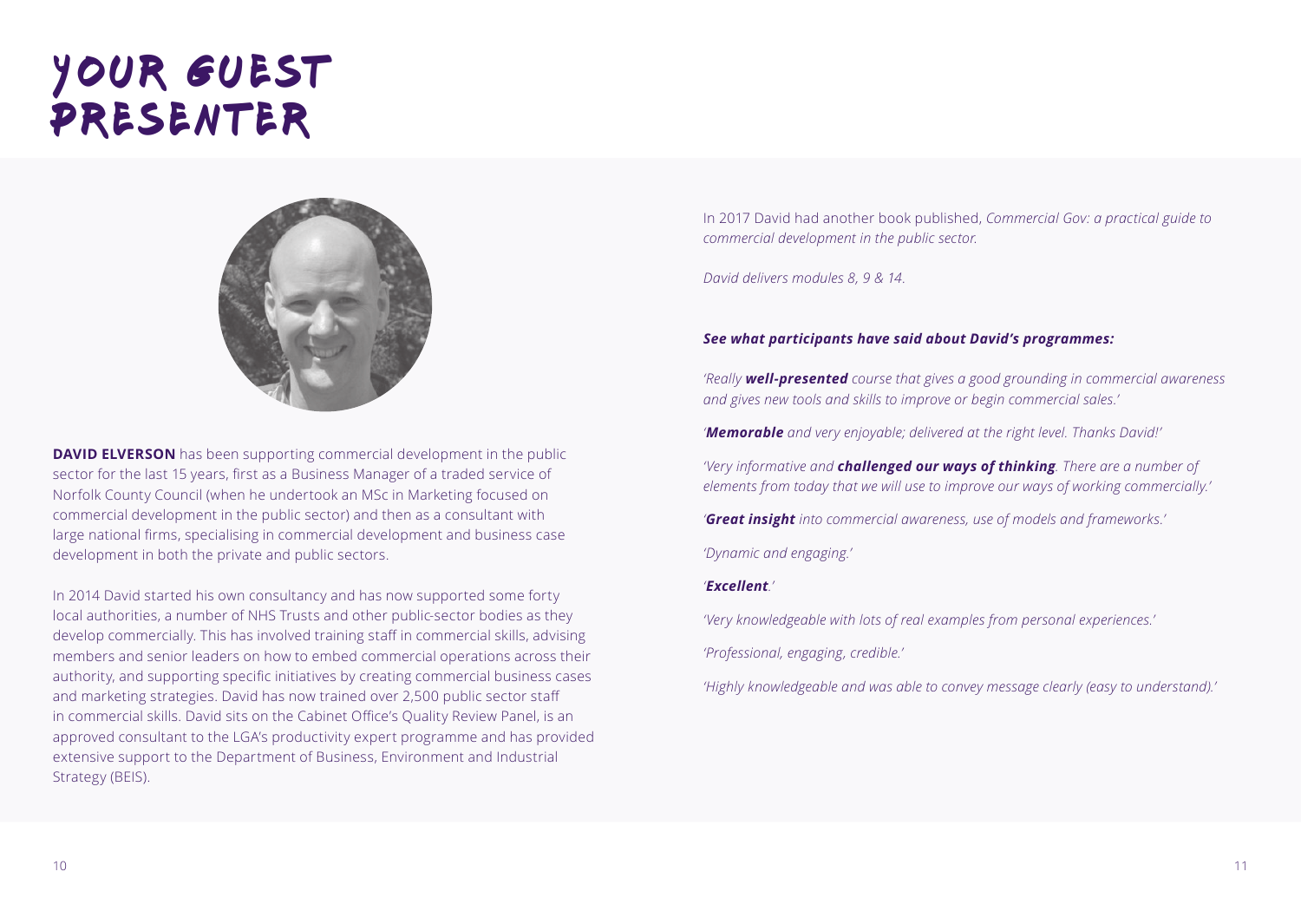# YOUR GUEST PRESENTER

**DAVID ELVERSON** has been supporting commercial development in the public sector for the last 15 years, first as a Business Manager of a traded service of Norfolk County Council (when he undertook an MSc in Marketing focused on commercial development in the public sector) and then as a consultant with large national firms, specialising in commercial development and business case development in both the private and public sectors.

In 2014 David started his own consultancy and has now supported some forty local authorities, a number of NHS Trusts and other public-sector bodies as they develop commercially. This has involved training staff in commercial skills, advising members and senior leaders on how to embed commercial operations across their authority, and supporting specific initiatives by creating commercial business cases and marketing strategies. David has now trained over 2,500 public sector staff in commercial skills. David sits on the Cabinet Office's Quality Review Panel, is an approved consultant to the LGA's productivity expert programme and has provided extensive support to the Department of Business, Environment and Industrial Strategy (BEIS).

In 2017 David had another book published, *Commercial Gov: a practical guide to commercial development in the public sector.*

*David delivers modules 8, 9 & 14.*

***See what participants have said about David's programmes:***

*'Really **well-presented** course that gives a good grounding in commercial awareness and gives new tools and skills to improve or begin commercial sales.'*

*'**Memorable** and very enjoyable; delivered at the right level. Thanks David!'*

*'Very informative and **challenged our ways of thinking**. There are a number of elements from today that we will use to improve our ways of working commercially.'*

*'**Great insight** into commercial awareness, use of models and frameworks.'*

*'Dynamic and engaging.'*

*'**Excellent**.'*

*'Very knowledgeable with lots of real examples from personal experiences.'*

*'Professional, engaging, credible.'*

*'Highly knowledgeable and was able to convey message clearly (easy to understand).'*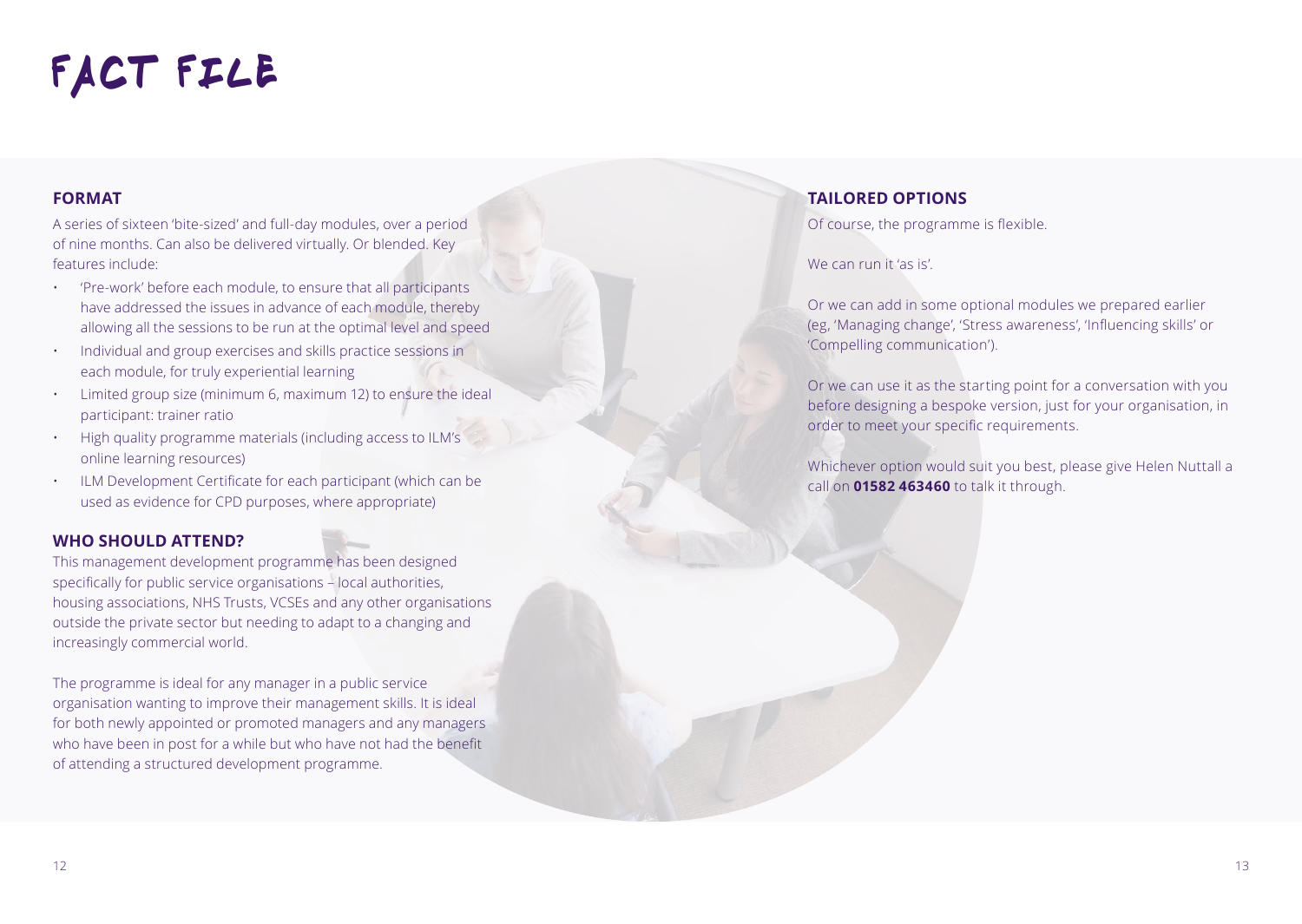# FACT FILE

## FORMAT

A series of sixteen 'bite-sized' and full-day modules, over a period of nine months. Can also be delivered virtually. Or blended. Key features include:

- 'Pre-work' before each module, to ensure that all participants have addressed the issues in advance of each module, thereby allowing all the sessions to be run at the optimal level and speed
- Individual and group exercises and skills practice sessions in each module, for truly experiential learning
- Limited group size (minimum 6, maximum 12) to ensure the ideal participant: trainer ratio
- High quality programme materials (including access to ILM's online learning resources)
- ILM Development Certificate for each participant (which can be used as evidence for CPD purposes, where appropriate)

## WHO SHOULD ATTEND?

This management development programme has been designed specifically for public service organisations – local authorities, housing associations, NHS Trusts, VCSEs and any other organisations outside the private sector but needing to adapt to a changing and increasingly commercial world.

The programme is ideal for any manager in a public service organisation wanting to improve their management skills. It is ideal for both newly appointed or promoted managers and any managers who have been in post for a while but who have not had the benefit of attending a structured development programme.

## TAILORED OPTIONS

Of course, the programme is flexible.

We can run it 'as is'.

Or we can add in some optional modules we prepared earlier (eg, 'Managing change', 'Stress awareness', 'Influencing skills' or 'Compelling communication').

Or we can use it as the starting point for a conversation with you before designing a bespoke version, just for your organisation, in order to meet your specific requirements.

Whichever option would suit you best, please give Helen Nuttall a call on **01582 463460** to talk it through.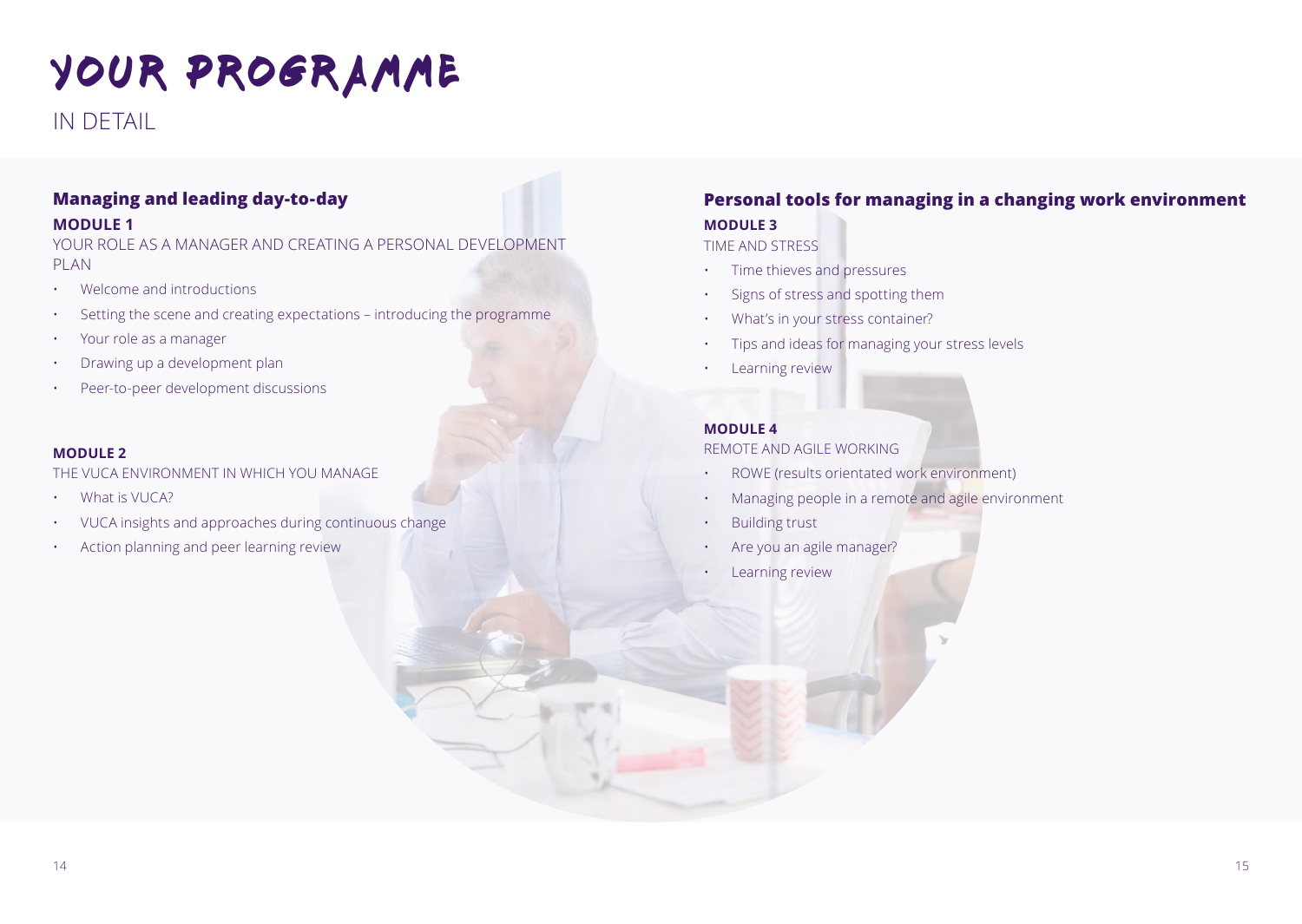# YOUR PROGRAMME

IN DETAIL

## Managing and leading day-to-day

**MODULE 1**

YOUR ROLE AS A MANAGER AND CREATING A PERSONAL DEVELOPMENT PLAN

- Welcome and introductions
- Setting the scene and creating expectations – introducing the programme
- Your role as a manager
- Drawing up a development plan
- Peer-to-peer development discussions

**MODULE 2**

THE VUCA ENVIRONMENT IN WHICH YOU MANAGE

- What is VUCA?
- VUCA insights and approaches during continuous change
- Action planning and peer learning review

## Personal tools for managing in a changing work environment

**MODULE 3**

TIME AND STRESS

- Time thieves and pressures
- Signs of stress and spotting them
- What's in your stress container?
- Tips and ideas for managing your stress levels
- Learning review

**MODULE 4**

REMOTE AND AGILE WORKING

- ROWE (results orientated work environment)
- Managing people in a remote and agile environment
- Building trust
- Are you an agile manager?
- Learning review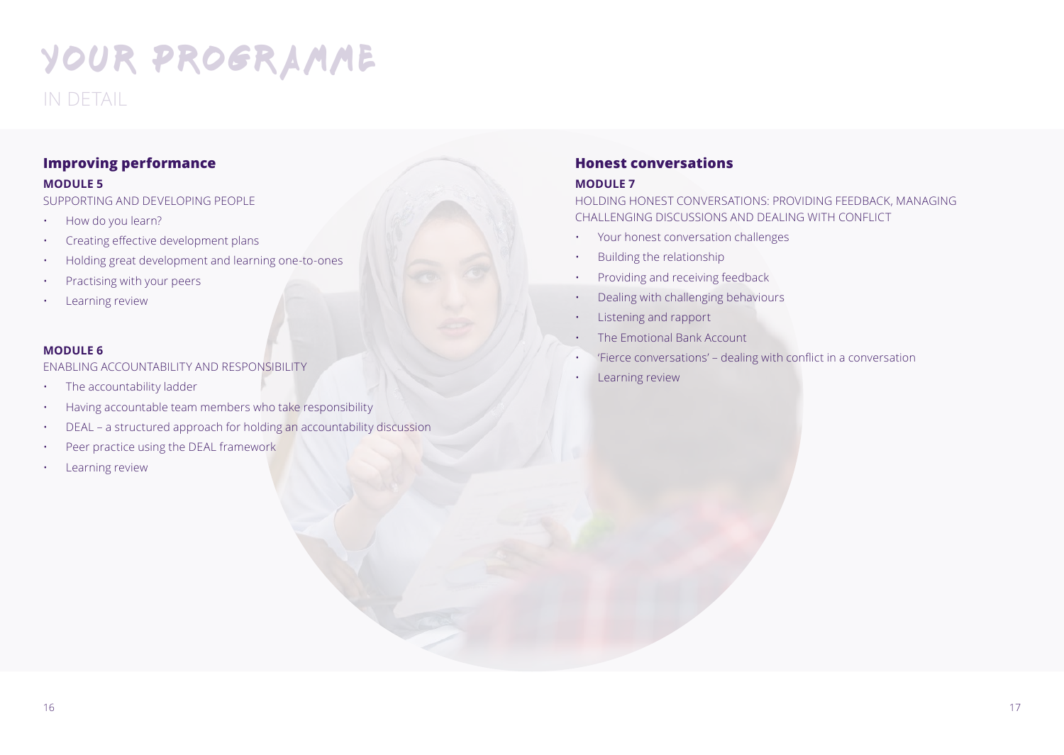# YOUR PROGRAMME

IN DETAIL

## Improving performance

### MODULE 5

SUPPORTING AND DEVELOPING PEOPLE

- How do you learn?
- Creating effective development plans
- Holding great development and learning one-to-ones
- Practising with your peers
- Learning review

### MODULE 6

ENABLING ACCOUNTABILITY AND RESPONSIBILITY

- The accountability ladder
- Having accountable team members who take responsibility
- DEAL – a structured approach for holding an accountability discussion
- Peer practice using the DEAL framework
- Learning review

## Honest conversations

### MODULE 7

HOLDING HONEST CONVERSATIONS: PROVIDING FEEDBACK, MANAGING CHALLENGING DISCUSSIONS AND DEALING WITH CONFLICT

- Your honest conversation challenges
- Building the relationship
- Providing and receiving feedback
- Dealing with challenging behaviours
- Listening and rapport
- The Emotional Bank Account
- 'Fierce conversations' – dealing with conflict in a conversation
- Learning review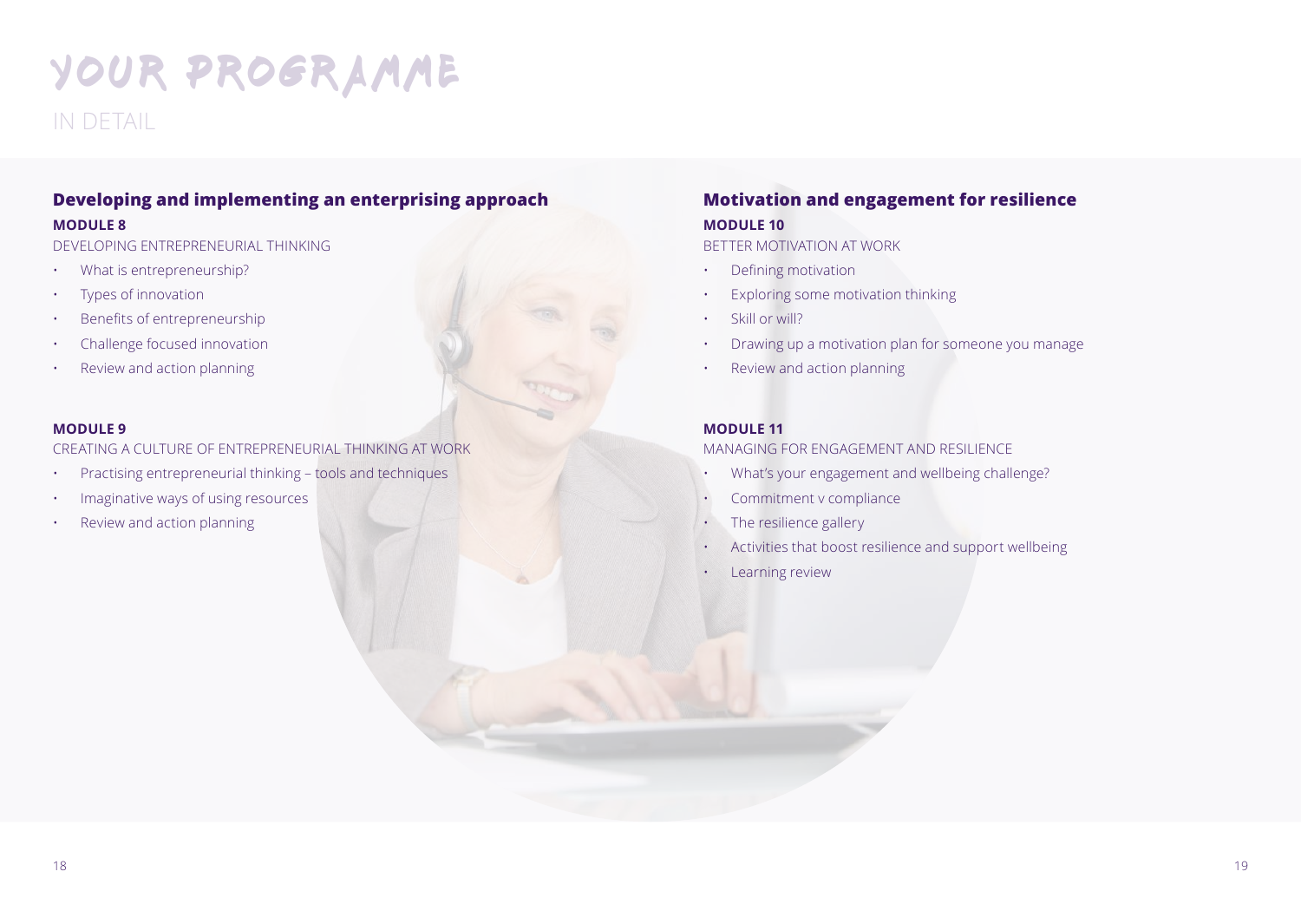# YOUR PROGRAMME

IN DETAIL

## Developing and implementing an enterprising approach

**MODULE 8**

DEVELOPING ENTREPRENEURIAL THINKING

- What is entrepreneurship?
- Types of innovation
- Benefits of entrepreneurship
- Challenge focused innovation
- Review and action planning

**MODULE 9**

CREATING A CULTURE OF ENTREPRENEURIAL THINKING AT WORK

- Practising entrepreneurial thinking – tools and techniques
- Imaginative ways of using resources
- Review and action planning

## Motivation and engagement for resilience

**MODULE 10**

BETTER MOTIVATION AT WORK

- Defining motivation
- Exploring some motivation thinking
- Skill or will?
- Drawing up a motivation plan for someone you manage
- Review and action planning

**MODULE 11**

MANAGING FOR ENGAGEMENT AND RESILIENCE

- What's your engagement and wellbeing challenge?
- Commitment v compliance
- The resilience gallery
- Activities that boost resilience and support wellbeing
- Learning review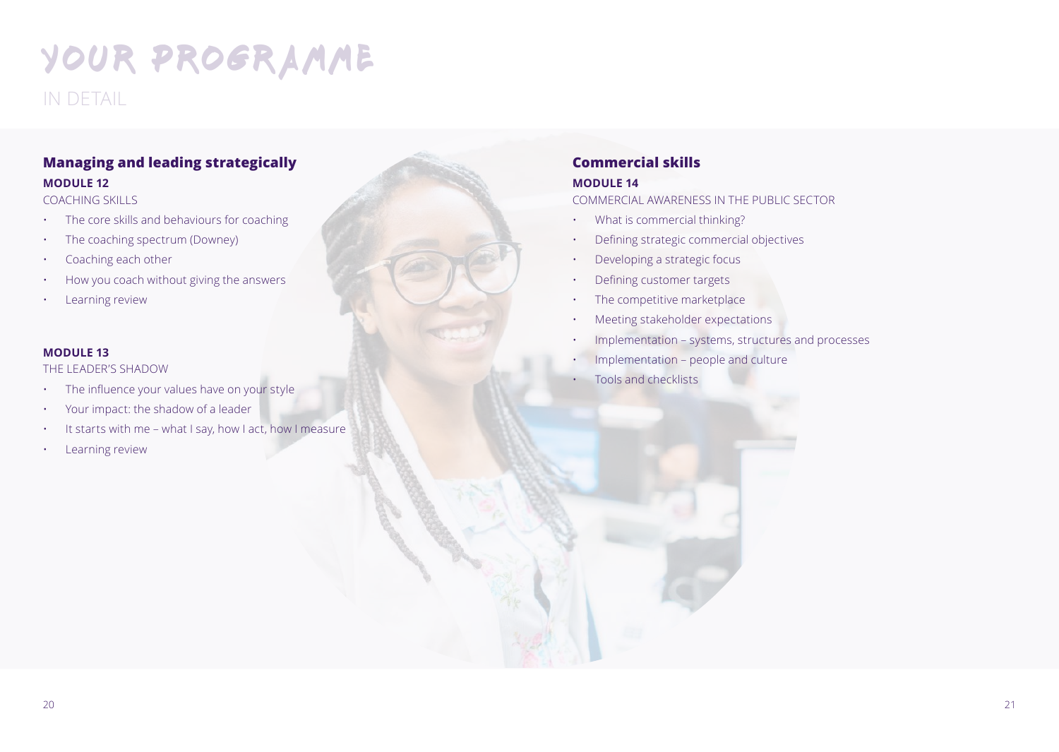# YOUR PROGRAMME

IN DETAIL

## Managing and leading strategically

**MODULE 12**

COACHING SKILLS

- The core skills and behaviours for coaching
- The coaching spectrum (Downey)
- Coaching each other
- How you coach without giving the answers
- Learning review

**MODULE 13**

THE LEADER'S SHADOW

- The influence your values have on your style
- Your impact: the shadow of a leader
- It starts with me – what I say, how I act, how I measure
- Learning review

## Commercial skills

**MODULE 14**

COMMERCIAL AWARENESS IN THE PUBLIC SECTOR

- What is commercial thinking?
- Defining strategic commercial objectives
- Developing a strategic focus
- Defining customer targets
- The competitive marketplace
- Meeting stakeholder expectations
- Implementation – systems, structures and processes
- Implementation – people and culture
- Tools and checklists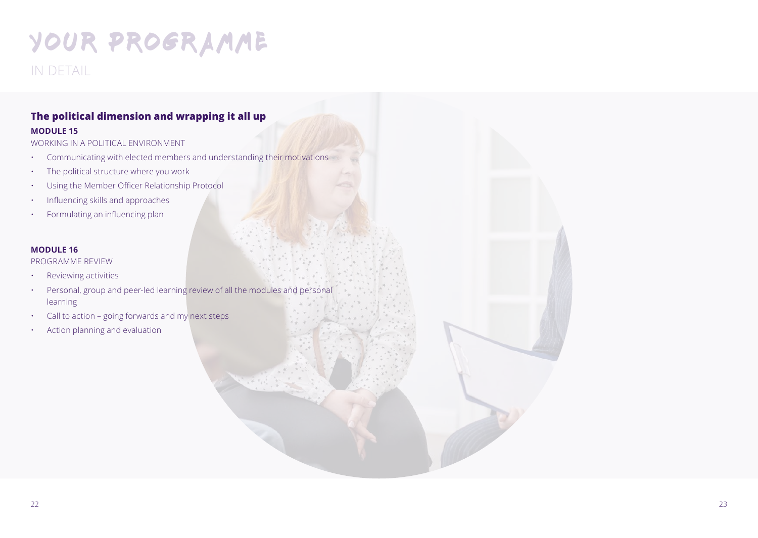# YOUR PROGRAMME

## IN DETAIL

### The political dimension and wrapping it all up

**MODULE 15**

WORKING IN A POLITICAL ENVIRONMENT

- Communicating with elected members and understanding their motivations
- The political structure where you work
- Using the Member Officer Relationship Protocol
- Influencing skills and approaches
- Formulating an influencing plan

**MODULE 16**

PROGRAMME REVIEW

- Reviewing activities
- Personal, group and peer-led learning review of all the modules and personal learning
- Call to action – going forwards and my next steps
- Action planning and evaluation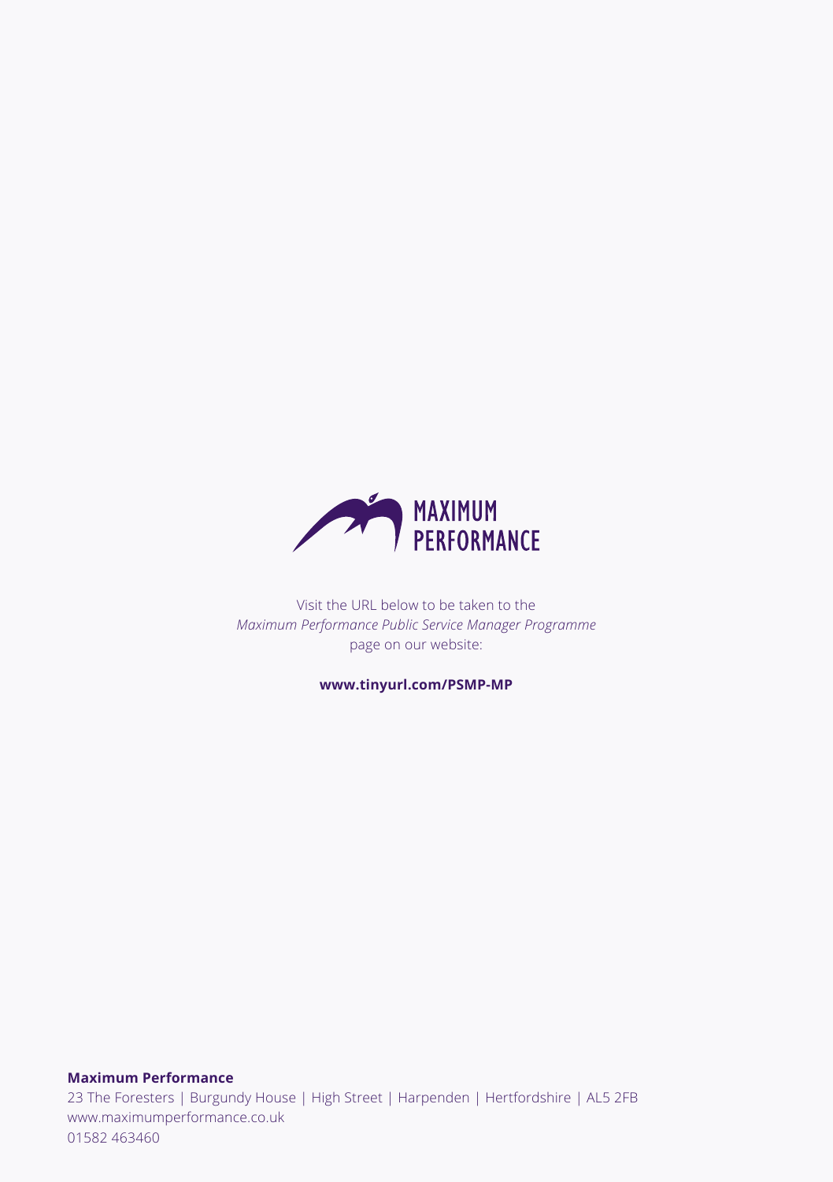MAXIMUM PERFORMANCE

Visit the URL below to be taken to the *Maximum Performance Public Service Manager Programme* page on our website:

**www.tinyurl.com/PSMP-MP**

**Maximum Performance**

23 The Foresters | Burgundy House | High Street | Harpenden | Hertfordshire | AL5 2FB
www.maximumperformance.co.uk
01582 463460